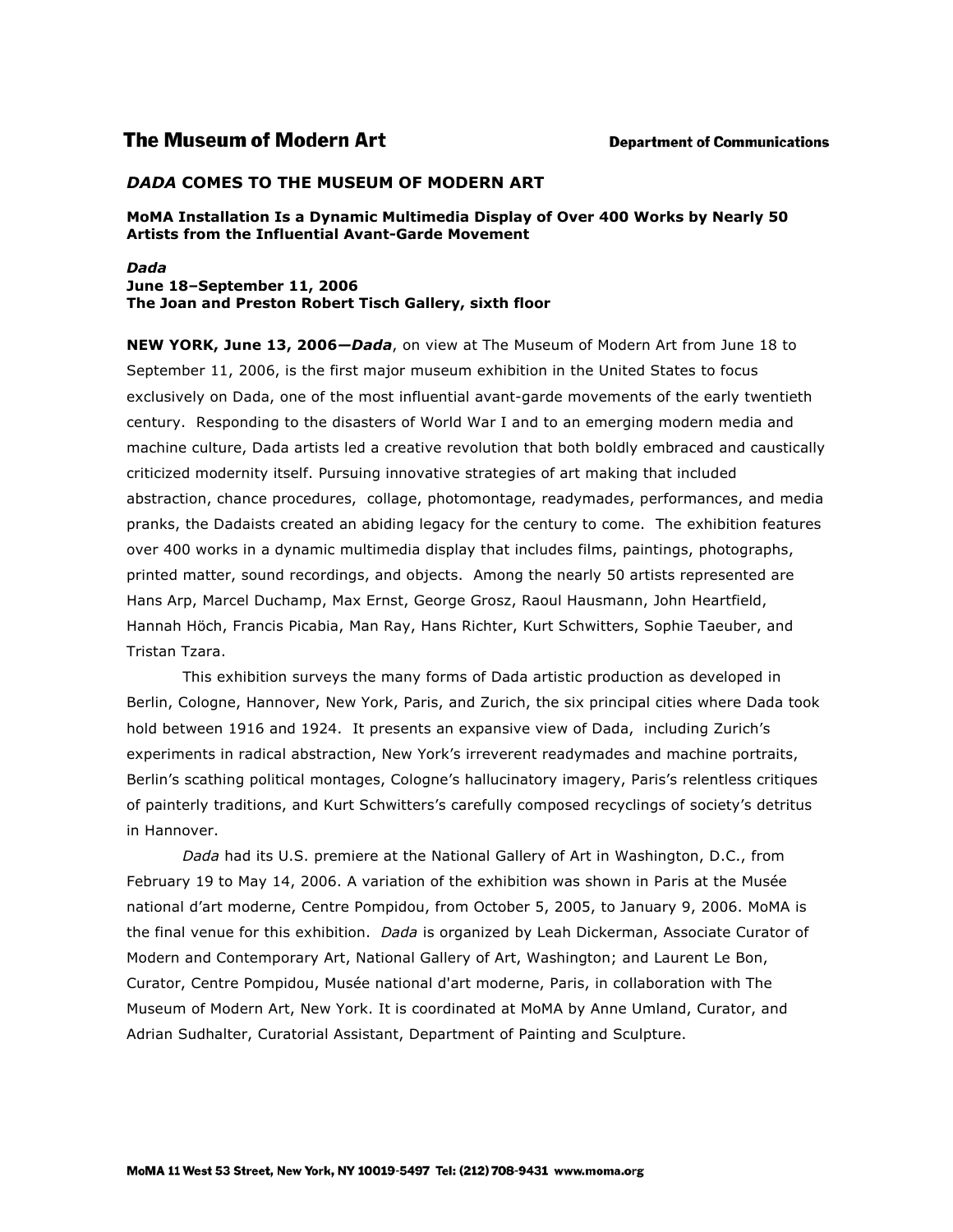The Museum of Modern Art

Department of Communications

## *DADA* COMES TO THE MUSEUM OF MODERN ART

**MoMA Installation Is a Dynamic Multimedia Display of Over 400 Works by Nearly 50 Artists from the Influential Avant-Garde Movement**

***Dada***
**June 18–September 11, 2006**
**The Joan and Preston Robert Tisch Gallery, sixth floor**

**NEW YORK, June 13, 2006—*Dada***, on view at The Museum of Modern Art from June 18 to September 11, 2006, is the first major museum exhibition in the United States to focus exclusively on Dada, one of the most influential avant-garde movements of the early twentieth century. Responding to the disasters of World War I and to an emerging modern media and machine culture, Dada artists led a creative revolution that both boldly embraced and caustically criticized modernity itself. Pursuing innovative strategies of art making that included abstraction, chance procedures, collage, photomontage, readymades, performances, and media pranks, the Dadaists created an abiding legacy for the century to come. The exhibition features over 400 works in a dynamic multimedia display that includes films, paintings, photographs, printed matter, sound recordings, and objects. Among the nearly 50 artists represented are Hans Arp, Marcel Duchamp, Max Ernst, George Grosz, Raoul Hausmann, John Heartfield, Hannah Höch, Francis Picabia, Man Ray, Hans Richter, Kurt Schwitters, Sophie Taeuber, and Tristan Tzara.

This exhibition surveys the many forms of Dada artistic production as developed in Berlin, Cologne, Hannover, New York, Paris, and Zurich, the six principal cities where Dada took hold between 1916 and 1924. It presents an expansive view of Dada, including Zurich's experiments in radical abstraction, New York's irreverent readymades and machine portraits, Berlin's scathing political montages, Cologne's hallucinatory imagery, Paris's relentless critiques of painterly traditions, and Kurt Schwitters's carefully composed recyclings of society's detritus in Hannover.

*Dada* had its U.S. premiere at the National Gallery of Art in Washington, D.C., from February 19 to May 14, 2006. A variation of the exhibition was shown in Paris at the Musée national d'art moderne, Centre Pompidou, from October 5, 2005, to January 9, 2006. MoMA is the final venue for this exhibition. *Dada* is organized by Leah Dickerman, Associate Curator of Modern and Contemporary Art, National Gallery of Art, Washington; and Laurent Le Bon, Curator, Centre Pompidou, Musée national d'art moderne, Paris, in collaboration with The Museum of Modern Art, New York. It is coordinated at MoMA by Anne Umland, Curator, and Adrian Sudhalter, Curatorial Assistant, Department of Painting and Sculpture.

MoMA 11 West 53 Street, New York, NY 10019-5497 Tel: (212) 708-9431 www.moma.org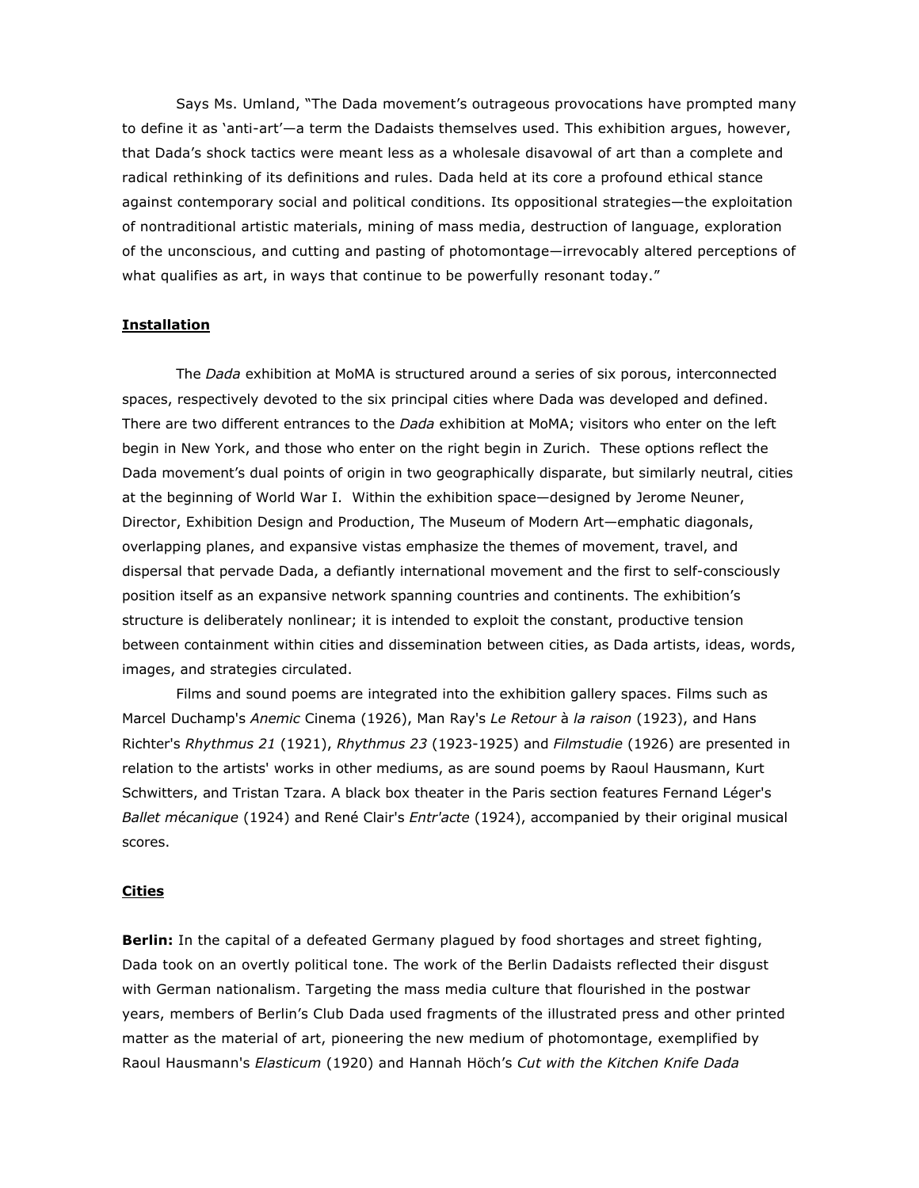Says Ms. Umland, "The Dada movement's outrageous provocations have prompted many to define it as 'anti-art'—a term the Dadaists themselves used. This exhibition argues, however, that Dada's shock tactics were meant less as a wholesale disavowal of art than a complete and radical rethinking of its definitions and rules. Dada held at its core a profound ethical stance against contemporary social and political conditions. Its oppositional strategies—the exploitation of nontraditional artistic materials, mining of mass media, destruction of language, exploration of the unconscious, and cutting and pasting of photomontage—irrevocably altered perceptions of what qualifies as art, in ways that continue to be powerfully resonant today."

**Installation**

The *Dada* exhibition at MoMA is structured around a series of six porous, interconnected spaces, respectively devoted to the six principal cities where Dada was developed and defined. There are two different entrances to the *Dada* exhibition at MoMA; visitors who enter on the left begin in New York, and those who enter on the right begin in Zurich. These options reflect the Dada movement's dual points of origin in two geographically disparate, but similarly neutral, cities at the beginning of World War I. Within the exhibition space—designed by Jerome Neuner, Director, Exhibition Design and Production, The Museum of Modern Art—emphatic diagonals, overlapping planes, and expansive vistas emphasize the themes of movement, travel, and dispersal that pervade Dada, a defiantly international movement and the first to self-consciously position itself as an expansive network spanning countries and continents. The exhibition's structure is deliberately nonlinear; it is intended to exploit the constant, productive tension between containment within cities and dissemination between cities, as Dada artists, ideas, words, images, and strategies circulated.

Films and sound poems are integrated into the exhibition gallery spaces. Films such as Marcel Duchamp's *Anemic* Cinema (1926), Man Ray's *Le Retour* à *la raison* (1923), and Hans Richter's *Rhythmus 21* (1921), *Rhythmus 23* (1923-1925) and *Filmstudie* (1926) are presented in relation to the artists' works in other mediums, as are sound poems by Raoul Hausmann, Kurt Schwitters, and Tristan Tzara. A black box theater in the Paris section features Fernand Léger's *Ballet mécanique* (1924) and René Clair's *Entr'acte* (1924), accompanied by their original musical scores.

**Cities**

**Berlin:** In the capital of a defeated Germany plagued by food shortages and street fighting, Dada took on an overtly political tone. The work of the Berlin Dadaists reflected their disgust with German nationalism. Targeting the mass media culture that flourished in the postwar years, members of Berlin's Club Dada used fragments of the illustrated press and other printed matter as the material of art, pioneering the new medium of photomontage, exemplified by Raoul Hausmann's *Elasticum* (1920) and Hannah Höch's *Cut with the Kitchen Knife Dada*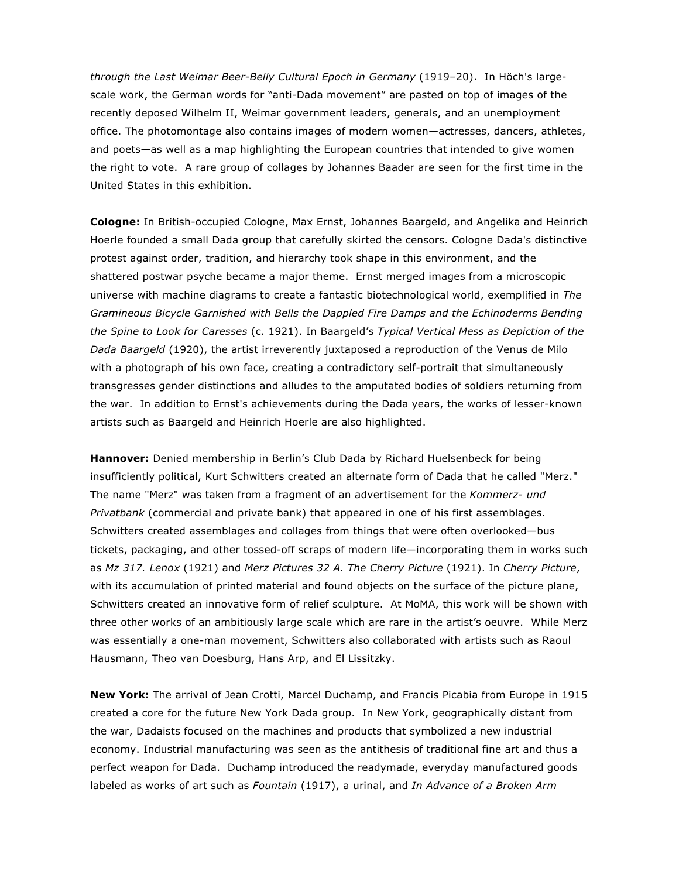*through the Last Weimar Beer-Belly Cultural Epoch in Germany* (1919–20). In Höch's large-scale work, the German words for "anti-Dada movement" are pasted on top of images of the recently deposed Wilhelm II, Weimar government leaders, generals, and an unemployment office. The photomontage also contains images of modern women—actresses, dancers, athletes, and poets—as well as a map highlighting the European countries that intended to give women the right to vote. A rare group of collages by Johannes Baader are seen for the first time in the United States in this exhibition.

**Cologne:** In British-occupied Cologne, Max Ernst, Johannes Baargeld, and Angelika and Heinrich Hoerle founded a small Dada group that carefully skirted the censors. Cologne Dada's distinctive protest against order, tradition, and hierarchy took shape in this environment, and the shattered postwar psyche became a major theme. Ernst merged images from a microscopic universe with machine diagrams to create a fantastic biotechnological world, exemplified in *The Gramineous Bicycle Garnished with Bells the Dappled Fire Damps and the Echinoderms Bending the Spine to Look for Caresses* (c. 1921). In Baargeld's *Typical Vertical Mess as Depiction of the Dada Baargeld* (1920), the artist irreverently juxtaposed a reproduction of the Venus de Milo with a photograph of his own face, creating a contradictory self-portrait that simultaneously transgresses gender distinctions and alludes to the amputated bodies of soldiers returning from the war. In addition to Ernst's achievements during the Dada years, the works of lesser-known artists such as Baargeld and Heinrich Hoerle are also highlighted.

**Hannover:** Denied membership in Berlin's Club Dada by Richard Huelsenbeck for being insufficiently political, Kurt Schwitters created an alternate form of Dada that he called "Merz." The name "Merz" was taken from a fragment of an advertisement for the *Kommerz- und Privatbank* (commercial and private bank) that appeared in one of his first assemblages. Schwitters created assemblages and collages from things that were often overlooked—bus tickets, packaging, and other tossed-off scraps of modern life—incorporating them in works such as *Mz 317. Lenox* (1921) and *Merz Pictures 32 A. The Cherry Picture* (1921). In *Cherry Picture*, with its accumulation of printed material and found objects on the surface of the picture plane, Schwitters created an innovative form of relief sculpture. At MoMA, this work will be shown with three other works of an ambitiously large scale which are rare in the artist's oeuvre. While Merz was essentially a one-man movement, Schwitters also collaborated with artists such as Raoul Hausmann, Theo van Doesburg, Hans Arp, and El Lissitzky.

**New York:** The arrival of Jean Crotti, Marcel Duchamp, and Francis Picabia from Europe in 1915 created a core for the future New York Dada group. In New York, geographically distant from the war, Dadaists focused on the machines and products that symbolized a new industrial economy. Industrial manufacturing was seen as the antithesis of traditional fine art and thus a perfect weapon for Dada. Duchamp introduced the readymade, everyday manufactured goods labeled as works of art such as *Fountain* (1917), a urinal, and *In Advance of a Broken Arm*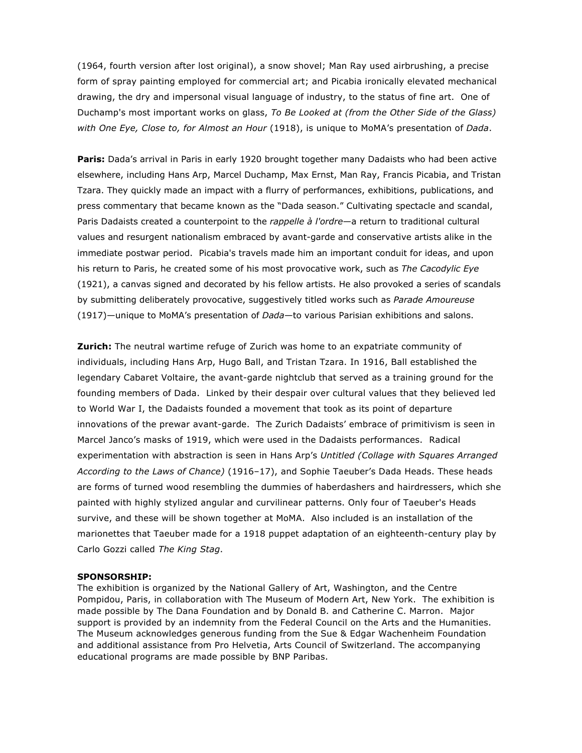(1964, fourth version after lost original), a snow shovel; Man Ray used airbrushing, a precise form of spray painting employed for commercial art; and Picabia ironically elevated mechanical drawing, the dry and impersonal visual language of industry, to the status of fine art. One of Duchamp's most important works on glass, *To Be Looked at (from the Other Side of the Glass) with One Eye, Close to, for Almost an Hour* (1918), is unique to MoMA's presentation of *Dada*.

**Paris:** Dada's arrival in Paris in early 1920 brought together many Dadaists who had been active elsewhere, including Hans Arp, Marcel Duchamp, Max Ernst, Man Ray, Francis Picabia, and Tristan Tzara. They quickly made an impact with a flurry of performances, exhibitions, publications, and press commentary that became known as the "Dada season." Cultivating spectacle and scandal, Paris Dadaists created a counterpoint to the *rappelle à l'ordre*—a return to traditional cultural values and resurgent nationalism embraced by avant-garde and conservative artists alike in the immediate postwar period. Picabia's travels made him an important conduit for ideas, and upon his return to Paris, he created some of his most provocative work, such as *The Cacodylic Eye* (1921), a canvas signed and decorated by his fellow artists. He also provoked a series of scandals by submitting deliberately provocative, suggestively titled works such as *Parade Amoureuse* (1917)—unique to MoMA's presentation of *Dada*—to various Parisian exhibitions and salons.

**Zurich:** The neutral wartime refuge of Zurich was home to an expatriate community of individuals, including Hans Arp, Hugo Ball, and Tristan Tzara. In 1916, Ball established the legendary Cabaret Voltaire, the avant-garde nightclub that served as a training ground for the founding members of Dada. Linked by their despair over cultural values that they believed led to World War I, the Dadaists founded a movement that took as its point of departure innovations of the prewar avant-garde. The Zurich Dadaists' embrace of primitivism is seen in Marcel Janco's masks of 1919, which were used in the Dadaists performances. Radical experimentation with abstraction is seen in Hans Arp's *Untitled (Collage with Squares Arranged According to the Laws of Chance)* (1916–17), and Sophie Taeuber's Dada Heads. These heads are forms of turned wood resembling the dummies of haberdashers and hairdressers, which she painted with highly stylized angular and curvilinear patterns. Only four of Taeuber's Heads survive, and these will be shown together at MoMA. Also included is an installation of the marionettes that Taeuber made for a 1918 puppet adaptation of an eighteenth-century play by Carlo Gozzi called *The King Stag*.

**SPONSORSHIP:**

The exhibition is organized by the National Gallery of Art, Washington, and the Centre Pompidou, Paris, in collaboration with The Museum of Modern Art, New York. The exhibition is made possible by The Dana Foundation and by Donald B. and Catherine C. Marron. Major support is provided by an indemnity from the Federal Council on the Arts and the Humanities. The Museum acknowledges generous funding from the Sue & Edgar Wachenheim Foundation and additional assistance from Pro Helvetia, Arts Council of Switzerland. The accompanying educational programs are made possible by BNP Paribas.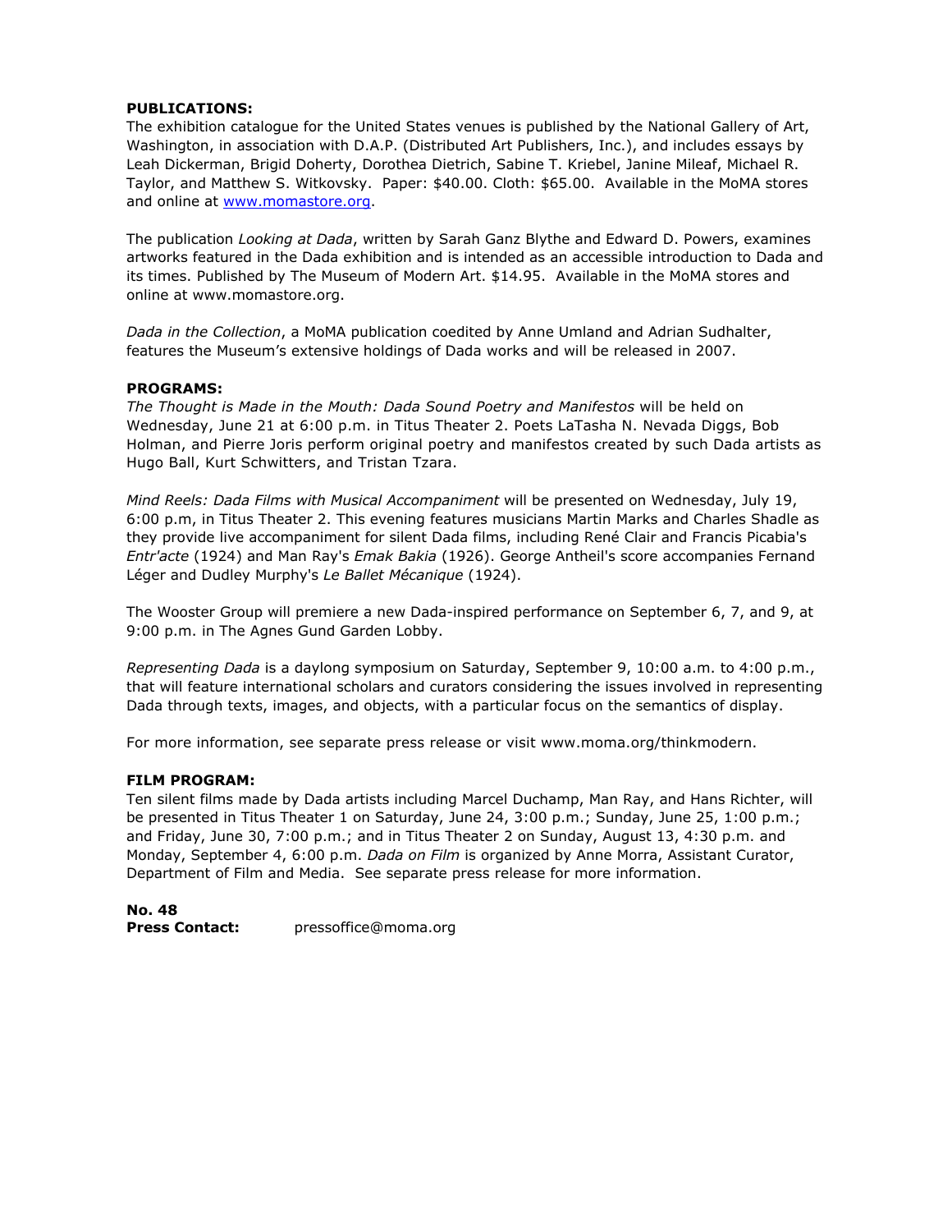**PUBLICATIONS:**

The exhibition catalogue for the United States venues is published by the National Gallery of Art, Washington, in association with D.A.P. (Distributed Art Publishers, Inc.), and includes essays by Leah Dickerman, Brigid Doherty, Dorothea Dietrich, Sabine T. Kriebel, Janine Mileaf, Michael R. Taylor, and Matthew S. Witkovsky. Paper: $40.00. Cloth: $65.00. Available in the MoMA stores and online at www.momastore.org.

The publication *Looking at Dada*, written by Sarah Ganz Blythe and Edward D. Powers, examines artworks featured in the Dada exhibition and is intended as an accessible introduction to Dada and its times. Published by The Museum of Modern Art. $14.95. Available in the MoMA stores and online at www.momastore.org.

*Dada in the Collection*, a MoMA publication coedited by Anne Umland and Adrian Sudhalter, features the Museum's extensive holdings of Dada works and will be released in 2007.

**PROGRAMS:**

*The Thought is Made in the Mouth: Dada Sound Poetry and Manifestos* will be held on Wednesday, June 21 at 6:00 p.m. in Titus Theater 2. Poets LaTasha N. Nevada Diggs, Bob Holman, and Pierre Joris perform original poetry and manifestos created by such Dada artists as Hugo Ball, Kurt Schwitters, and Tristan Tzara.

*Mind Reels: Dada Films with Musical Accompaniment* will be presented on Wednesday, July 19, 6:00 p.m, in Titus Theater 2. This evening features musicians Martin Marks and Charles Shadle as they provide live accompaniment for silent Dada films, including René Clair and Francis Picabia's *Entr'acte* (1924) and Man Ray's *Emak Bakia* (1926). George Antheil's score accompanies Fernand Léger and Dudley Murphy's *Le Ballet Mécanique* (1924).

The Wooster Group will premiere a new Dada-inspired performance on September 6, 7, and 9, at 9:00 p.m. in The Agnes Gund Garden Lobby.

*Representing Dada* is a daylong symposium on Saturday, September 9, 10:00 a.m. to 4:00 p.m., that will feature international scholars and curators considering the issues involved in representing Dada through texts, images, and objects, with a particular focus on the semantics of display.

For more information, see separate press release or visit www.moma.org/thinkmodern.

**FILM PROGRAM:**

Ten silent films made by Dada artists including Marcel Duchamp, Man Ray, and Hans Richter, will be presented in Titus Theater 1 on Saturday, June 24, 3:00 p.m.; Sunday, June 25, 1:00 p.m.; and Friday, June 30, 7:00 p.m.; and in Titus Theater 2 on Sunday, August 13, 4:30 p.m. and Monday, September 4, 6:00 p.m. *Dada on Film* is organized by Anne Morra, Assistant Curator, Department of Film and Media. See separate press release for more information.

**No. 48**
**Press Contact:** pressoffice@moma.org